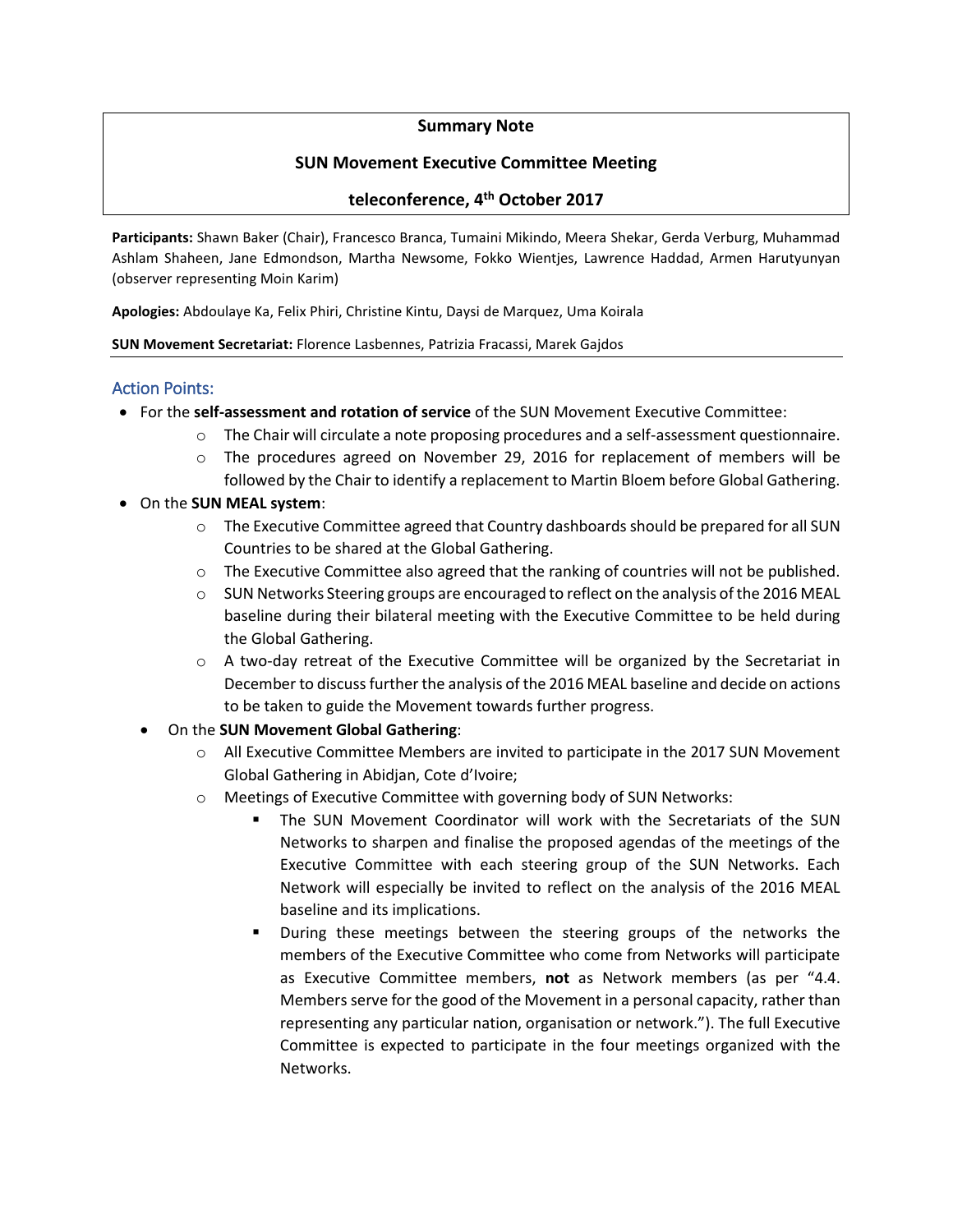**Summary Note**

**SUN Movement Executive Committee Meeting**

**teleconference, 4th October 2017**

**Participants:** Shawn Baker (Chair), Francesco Branca, Tumaini Mikindo, Meera Shekar, Gerda Verburg, Muhammad Ashlam Shaheen, Jane Edmondson, Martha Newsome, Fokko Wientjes, Lawrence Haddad, Armen Harutyunyan (observer representing Moin Karim)

**Apologies:** Abdoulaye Ka, Felix Phiri, Christine Kintu, Daysi de Marquez, Uma Koirala

**SUN Movement Secretariat:** Florence Lasbennes, Patrizia Fracassi, Marek Gajdos

## Action Points:

- For the **self-assessment and rotation of service** of the SUN Movement Executive Committee:
  - The Chair will circulate a note proposing procedures and a self-assessment questionnaire.
  - The procedures agreed on November 29, 2016 for replacement of members will be followed by the Chair to identify a replacement to Martin Bloem before Global Gathering.
- On the **SUN MEAL system**:
  - The Executive Committee agreed that Country dashboards should be prepared for all SUN Countries to be shared at the Global Gathering.
  - The Executive Committee also agreed that the ranking of countries will not be published.
  - SUN Networks Steering groups are encouraged to reflect on the analysis of the 2016 MEAL baseline during their bilateral meeting with the Executive Committee to be held during the Global Gathering.
  - A two-day retreat of the Executive Committee will be organized by the Secretariat in December to discuss further the analysis of the 2016 MEAL baseline and decide on actions to be taken to guide the Movement towards further progress.
- On the **SUN Movement Global Gathering**:
  - All Executive Committee Members are invited to participate in the 2017 SUN Movement Global Gathering in Abidjan, Cote d'Ivoire;
  - Meetings of Executive Committee with governing body of SUN Networks:
    - The SUN Movement Coordinator will work with the Secretariats of the SUN Networks to sharpen and finalise the proposed agendas of the meetings of the Executive Committee with each steering group of the SUN Networks. Each Network will especially be invited to reflect on the analysis of the 2016 MEAL baseline and its implications.
    - During these meetings between the steering groups of the networks the members of the Executive Committee who come from Networks will participate as Executive Committee members, **not** as Network members (as per "4.4. Members serve for the good of the Movement in a personal capacity, rather than representing any particular nation, organisation or network."). The full Executive Committee is expected to participate in the four meetings organized with the Networks.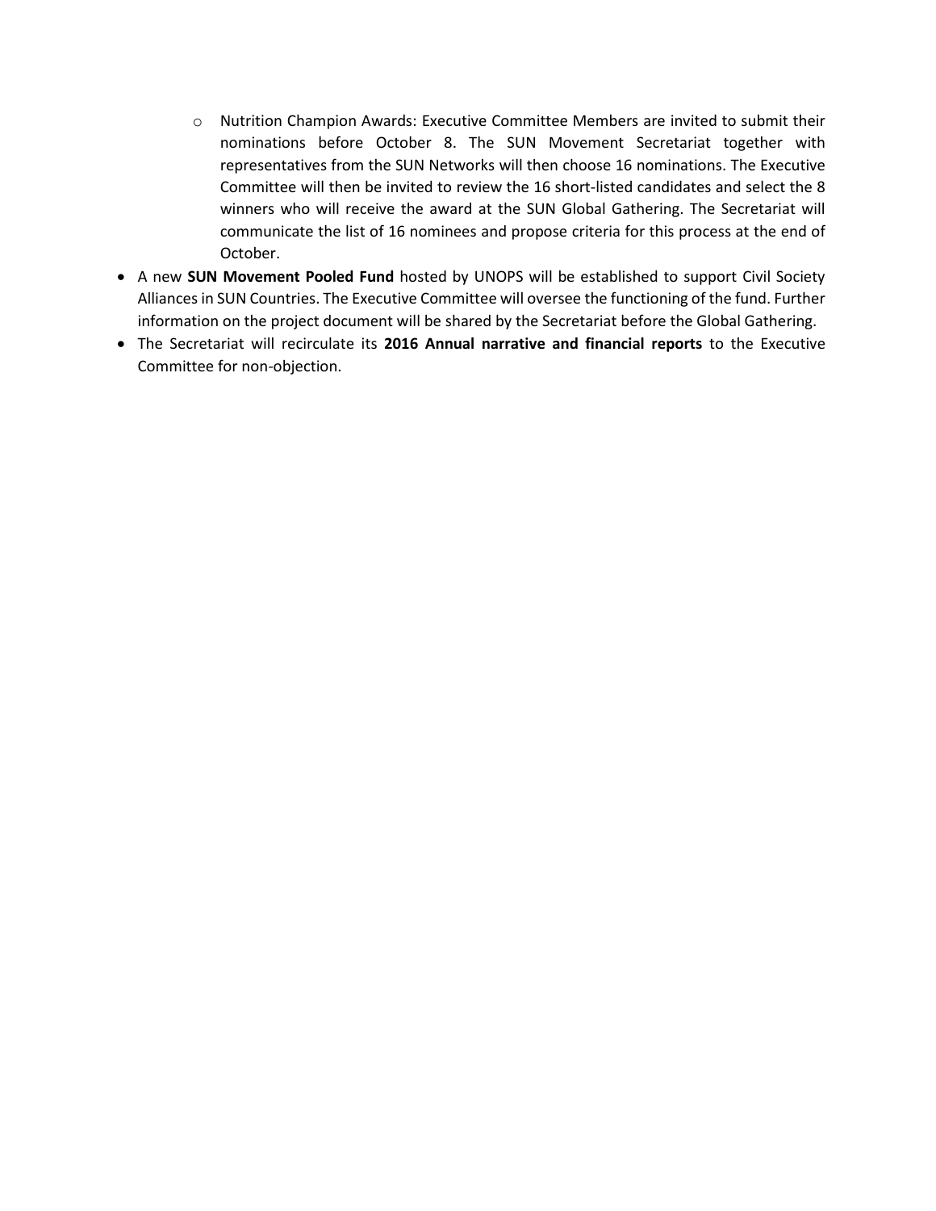- Nutrition Champion Awards: Executive Committee Members are invited to submit their nominations before October 8. The SUN Movement Secretariat together with representatives from the SUN Networks will then choose 16 nominations. The Executive Committee will then be invited to review the 16 short-listed candidates and select the 8 winners who will receive the award at the SUN Global Gathering. The Secretariat will communicate the list of 16 nominees and propose criteria for this process at the end of October.
- A new **SUN Movement Pooled Fund** hosted by UNOPS will be established to support Civil Society Alliances in SUN Countries. The Executive Committee will oversee the functioning of the fund. Further information on the project document will be shared by the Secretariat before the Global Gathering.
- The Secretariat will recirculate its **2016 Annual narrative and financial reports** to the Executive Committee for non-objection.